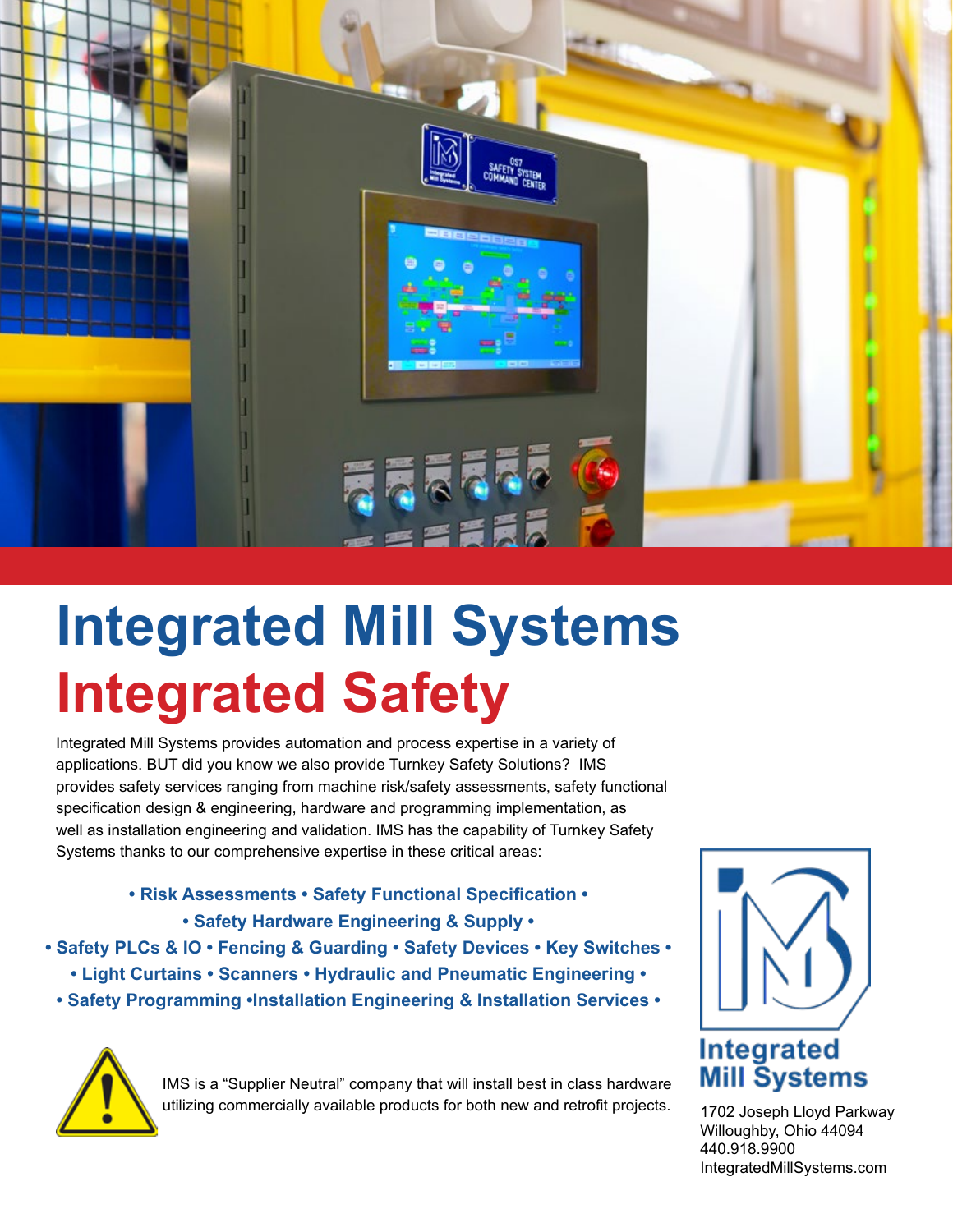# Integrated Mill Systems

# Integrated Safety

Integrated Mill Systems provides automation and process expertise in a variety of applications. BUT did you know we also provide Turnkey Safety Solutions? IMS provides safety services ranging from machine risk/safety assessments, safety functional specification design & engineering, hardware and programming implementation, as well as installation engineering and validation. IMS has the capability of Turnkey Safety Systems thanks to our comprehensive expertise in these critical areas:

**• Risk Assessments • Safety Functional Specification •**
**• Safety Hardware Engineering & Supply •**
**• Safety PLCs & IO • Fencing & Guarding • Safety Devices • Key Switches •**
**• Light Curtains • Scanners • Hydraulic and Pneumatic Engineering •**
**• Safety Programming •Installation Engineering & Installation Services •**

IMS is a "Supplier Neutral" company that will install best in class hardware utilizing commercially available products for both new and retrofit projects.

**Integrated Mill Systems**

1702 Joseph Lloyd Parkway
Willoughby, Ohio 44094
440.918.9900
IntegratedMillSystems.com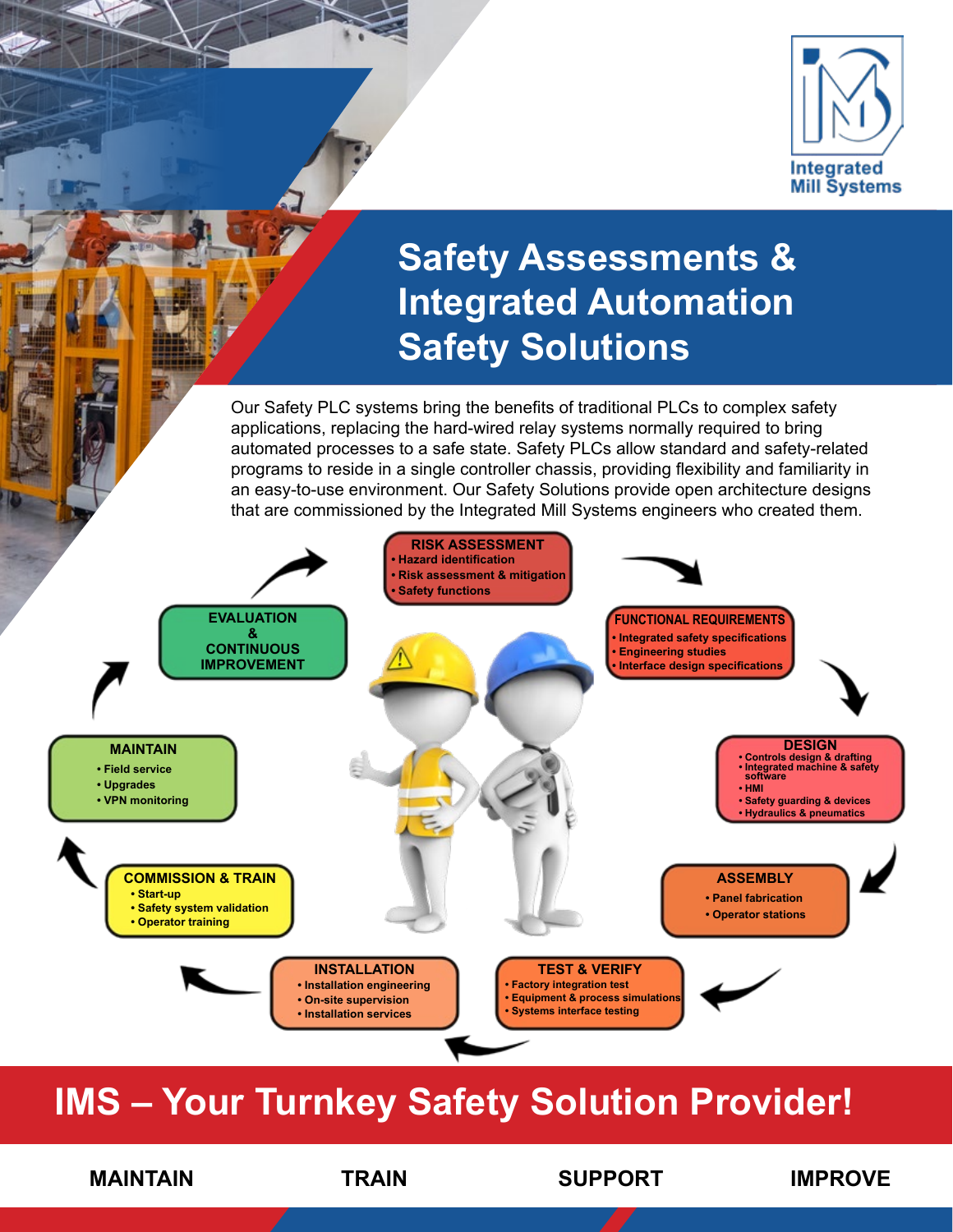Integrated Mill Systems

# Safety Assessments & Integrated Automation Safety Solutions

Our Safety PLC systems bring the benefits of traditional PLCs to complex safety applications, replacing the hard-wired relay systems normally required to bring automated processes to a safe state. Safety PLCs allow standard and safety-related programs to reside in a single controller chassis, providing flexibility and familiarity in an easy-to-use environment. Our Safety Solutions provide open architecture designs that are commissioned by the Integrated Mill Systems engineers who created them.

**RISK ASSESSMENT**
- Hazard identification
- Risk assessment & mitigation
- Safety functions

**FUNCTIONAL REQUIREMENTS**
- Integrated safety specifications
- Engineering studies
- Interface design specifications

**DESIGN**
- Controls design & drafting
- Integrated machine & safety software
- HMI
- Safety guarding & devices
- Hydraulics & pneumatics

**ASSEMBLY**
- Panel fabrication
- Operator stations

**TEST & VERIFY**
- Factory integration test
- Equipment & process simulations
- Systems interface testing

**INSTALLATION**
- Installation engineering
- On-site supervision
- Installation services

**COMMISSION & TRAIN**
- Start-up
- Safety system validation
- Operator training

**MAINTAIN**
- Field service
- Upgrades
- VPN monitoring

**EVALUATION & CONTINUOUS IMPROVEMENT**

## IMS – Your Turnkey Safety Solution Provider!

**MAINTAIN** **TRAIN** **SUPPORT** **IMPROVE**